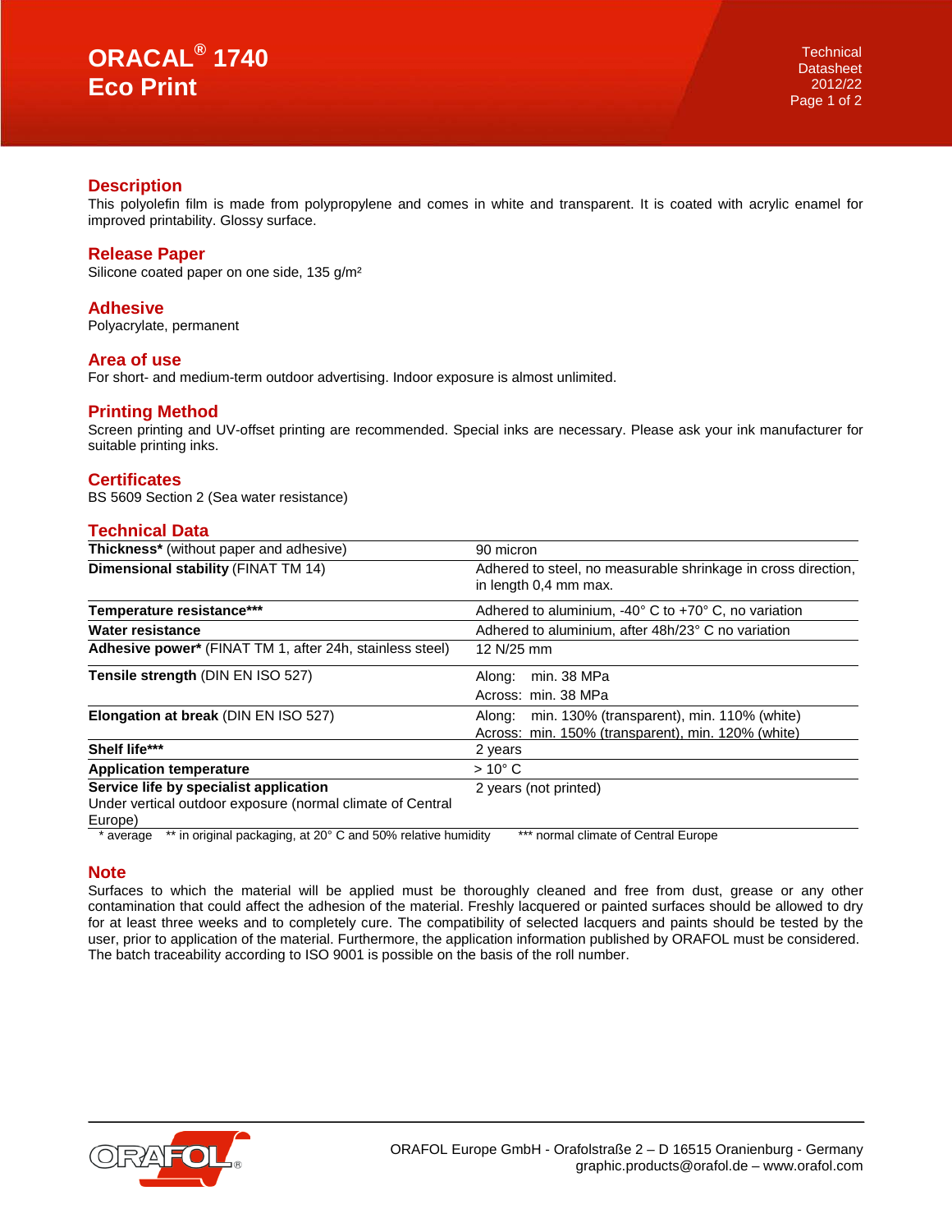# ORACAL® 1740 Eco Print

Technical Datasheet 2012/22

## Description

This polyolefin film is made from polypropylene and comes in white and transparent. It is coated with acrylic enamel for improved printability. Glossy surface.

## Release Paper

Silicone coated paper on one side, 135 g/m²

## Adhesive

Polyacrylate, permanent

## Area of use

For short- and medium-term outdoor advertising. Indoor exposure is almost unlimited.

## Printing Method

Screen printing and UV-offset printing are recommended. Special inks are necessary. Please ask your ink manufacturer for suitable printing inks.

## Certificates

BS 5609 Section 2 (Sea water resistance)

## Technical Data

| Property | Value |
|---|---|
| **Thickness*** (without paper and adhesive) | 90 micron |
| **Dimensional stability** (FINAT TM 14) | Adhered to steel, no measurable shrinkage in cross direction, in length 0,4 mm max. |
| **Temperature resistance***** | Adhered to aluminium, -40° C to +70° C, no variation |
| **Water resistance** | Adhered to aluminium, after 48h/23° C no variation |
| **Adhesive power*** (FINAT TM 1, after 24h, stainless steel) | 12 N/25 mm |
| **Tensile strength** (DIN EN ISO 527) | Along: min. 38 MPa<br>Across: min. 38 MPa |
| **Elongation at break** (DIN EN ISO 527) | Along: min. 130% (transparent), min. 110% (white)<br>Across: min. 150% (transparent), min. 120% (white) |
| **Shelf life***** | 2 years |
| **Application temperature** | > 10° C |
| **Service life by specialist application**<br>Under vertical outdoor exposure (normal climate of Central Europe) | 2 years (not printed) |

\* average ** in original packaging, at 20° C and 50% relative humidity *** normal climate of Central Europe

## Note

Surfaces to which the material will be applied must be thoroughly cleaned and free from dust, grease or any other contamination that could affect the adhesion of the material. Freshly lacquered or painted surfaces should be allowed to dry for at least three weeks and to completely cure. The compatibility of selected lacquers and paints should be tested by the user, prior to application of the material. Furthermore, the application information published by ORAFOL must be considered. The batch traceability according to ISO 9001 is possible on the basis of the roll number.

ORAFOL Europe GmbH - Orafolstraße 2 – D 16515 Oranienburg - Germany
graphic.products@orafol.de – www.orafol.com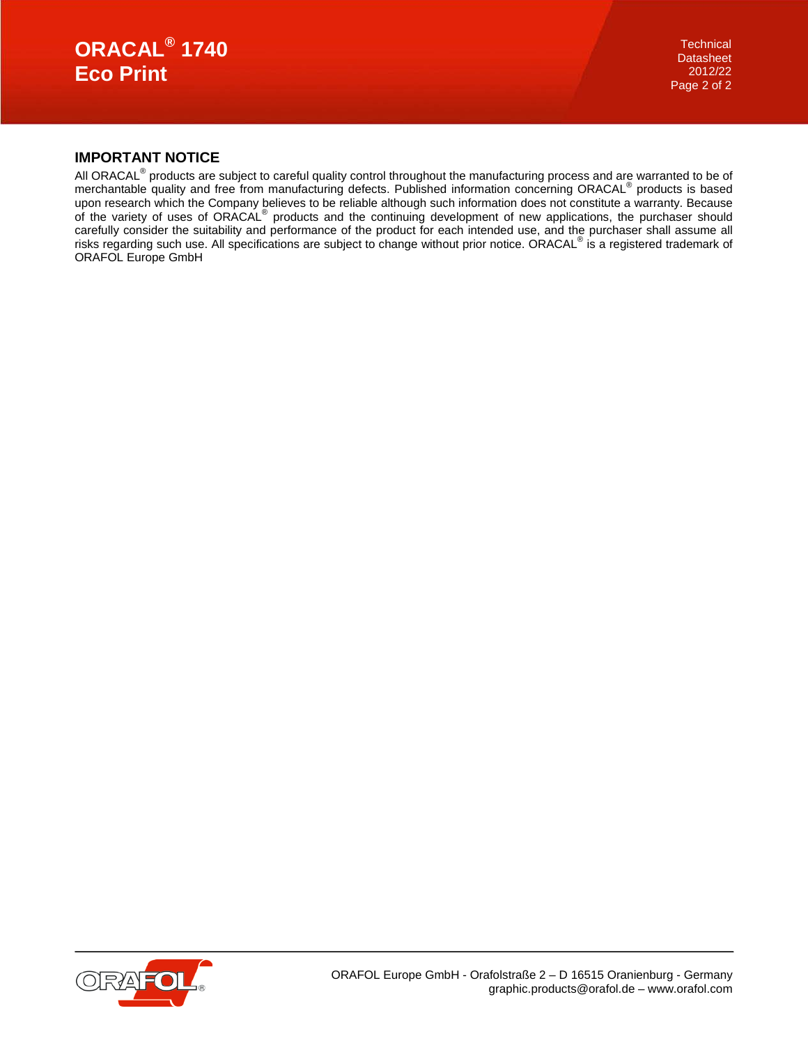## IMPORTANT NOTICE

All ORACAL® products are subject to careful quality control throughout the manufacturing process and are warranted to be of merchantable quality and free from manufacturing defects. Published information concerning ORACAL® products is based upon research which the Company believes to be reliable although such information does not constitute a warranty. Because of the variety of uses of ORACAL® products and the continuing development of new applications, the purchaser should carefully consider the suitability and performance of the product for each intended use, and the purchaser shall assume all risks regarding such use. All specifications are subject to change without prior notice. ORACAL® is a registered trademark of ORAFOL Europe GmbH